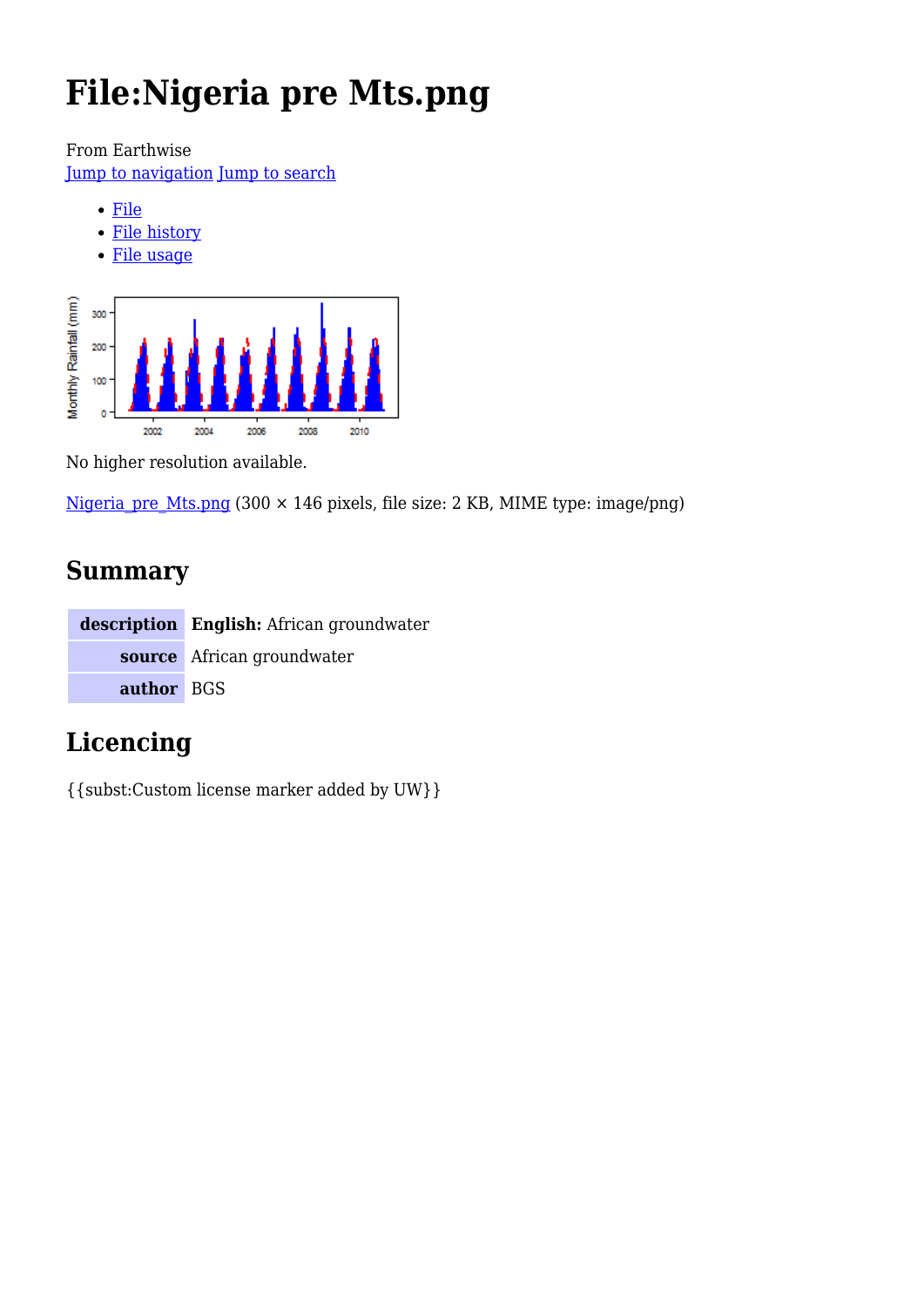# File:Nigeria pre Mts.png

From Earthwise

Jump to navigation Jump to search

- File
- File history
- File usage

No higher resolution available.

Nigeria_pre_Mts.png (300 × 146 pixels, file size: 2 KB, MIME type: image/png)

## Summary

| description | English: African groundwater |
|---|---|
| source | African groundwater |
| author | BGS |

## Licencing

{{subst:Custom license marker added by UW}}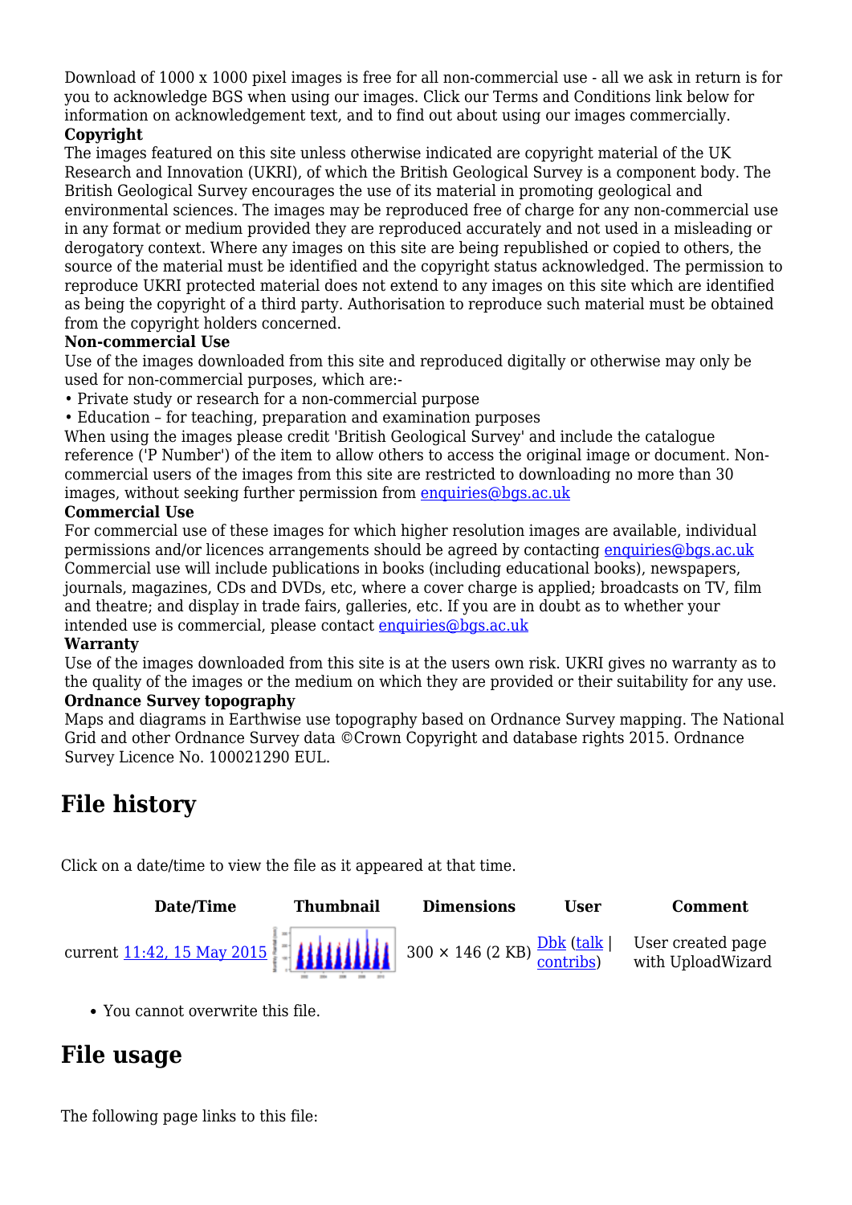Download of 1000 x 1000 pixel images is free for all non-commercial use - all we ask in return is for you to acknowledge BGS when using our images. Click our Terms and Conditions link below for information on acknowledgement text, and to find out about using our images commercially.

**Copyright**

The images featured on this site unless otherwise indicated are copyright material of the UK Research and Innovation (UKRI), of which the British Geological Survey is a component body. The British Geological Survey encourages the use of its material in promoting geological and environmental sciences. The images may be reproduced free of charge for any non-commercial use in any format or medium provided they are reproduced accurately and not used in a misleading or derogatory context. Where any images on this site are being republished or copied to others, the source of the material must be identified and the copyright status acknowledged. The permission to reproduce UKRI protected material does not extend to any images on this site which are identified as being the copyright of a third party. Authorisation to reproduce such material must be obtained from the copyright holders concerned.

**Non-commercial Use**

Use of the images downloaded from this site and reproduced digitally or otherwise may only be used for non-commercial purposes, which are:-

• Private study or research for a non-commercial purpose
• Education – for teaching, preparation and examination purposes

When using the images please credit 'British Geological Survey' and include the catalogue reference ('P Number') of the item to allow others to access the original image or document. Non-commercial users of the images from this site are restricted to downloading no more than 30 images, without seeking further permission from enquiries@bgs.ac.uk

**Commercial Use**

For commercial use of these images for which higher resolution images are available, individual permissions and/or licences arrangements should be agreed by contacting enquiries@bgs.ac.uk Commercial use will include publications in books (including educational books), newspapers, journals, magazines, CDs and DVDs, etc, where a cover charge is applied; broadcasts on TV, film and theatre; and display in trade fairs, galleries, etc. If you are in doubt as to whether your intended use is commercial, please contact enquiries@bgs.ac.uk

**Warranty**

Use of the images downloaded from this site is at the users own risk. UKRI gives no warranty as to the quality of the images or the medium on which they are provided or their suitability for any use.

**Ordnance Survey topography**

Maps and diagrams in Earthwise use topography based on Ordnance Survey mapping. The National Grid and other Ordnance Survey data ©Crown Copyright and database rights 2015. Ordnance Survey Licence No. 100021290 EUL.

## File history

Click on a date/time to view the file as it appeared at that time.

| | Date/Time | Thumbnail | Dimensions | User | Comment |
|---|---|---|---|---|---|
| current | 11:42, 15 May 2015 | | 300 × 146 (2 KB) | Dbk (talk \| contribs) | User created page with UploadWizard |

- You cannot overwrite this file.

## File usage

The following page links to this file: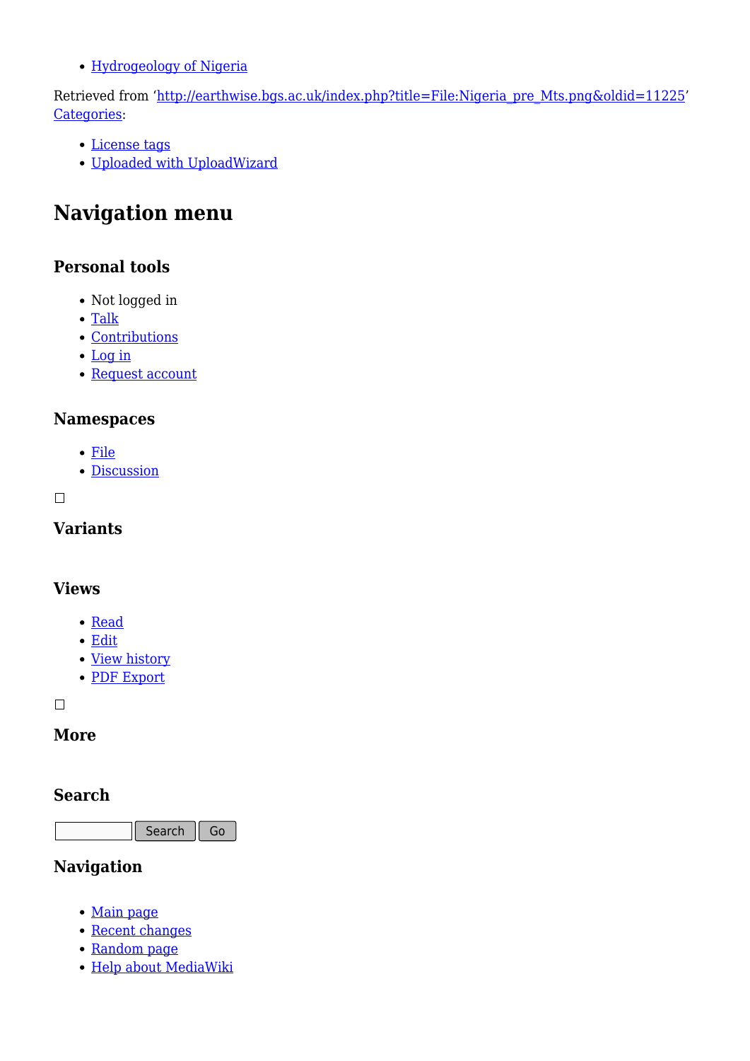- Hydrogeology of Nigeria

Retrieved from 'http://earthwise.bgs.ac.uk/index.php?title=File:Nigeria_pre_Mts.png&oldid=11225'
Categories:

- License tags
- Uploaded with UploadWizard

# Navigation menu

### Personal tools

- Not logged in
- Talk
- Contributions
- Log in
- Request account

### Namespaces

- File
- Discussion

### Variants

### Views

- Read
- Edit
- View history
- PDF Export

### More

### Search

Search Go

### Navigation

- Main page
- Recent changes
- Random page
- Help about MediaWiki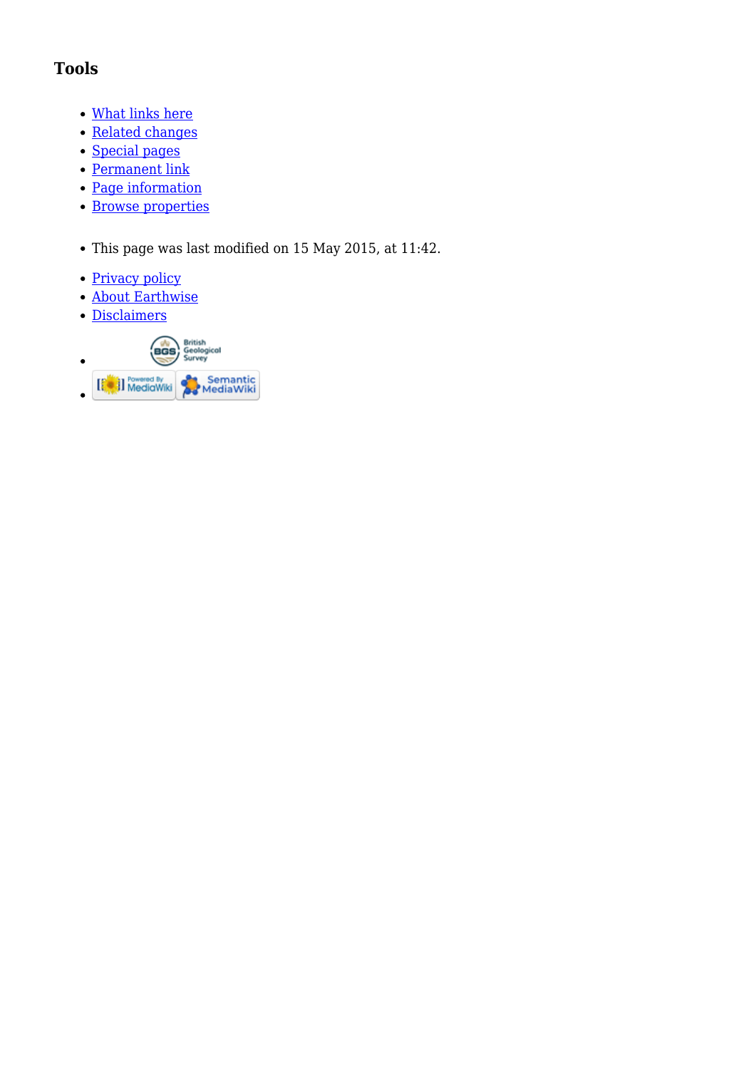## Tools

- What links here
- Related changes
- Special pages
- Permanent link
- Page information
- Browse properties

- This page was last modified on 15 May 2015, at 11:42.

- Privacy policy
- About Earthwise
- Disclaimers